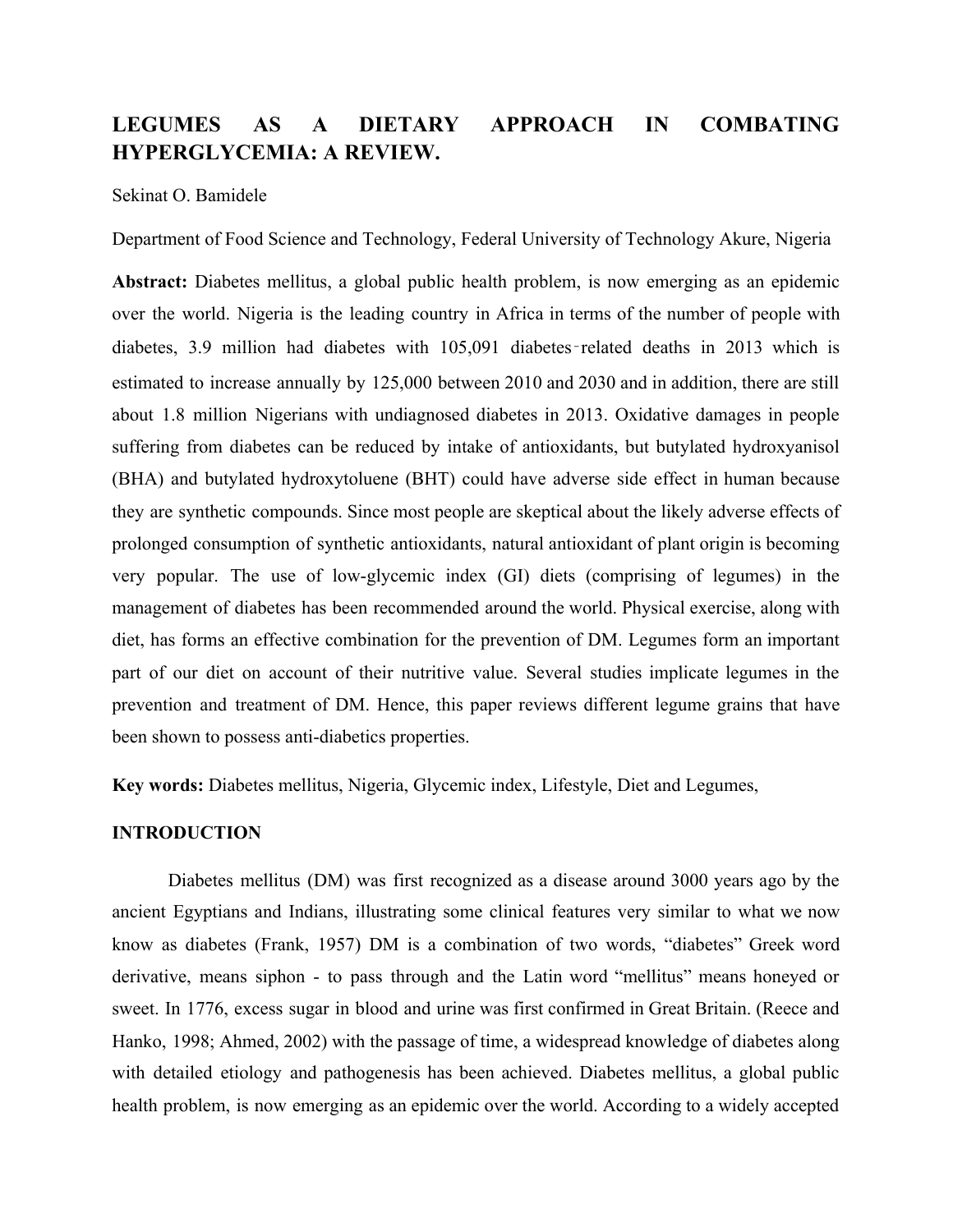# LEGUMES AS A DIETARY APPROACH IN COMBATING HYPERGLYCEMIA: A REVIEW.

Sekinat O. Bamidele

Department of Food Science and Technology, Federal University of Technology Akure, Nigeria

**Abstract:** Diabetes mellitus, a global public health problem, is now emerging as an epidemic over the world. Nigeria is the leading country in Africa in terms of the number of people with diabetes, 3.9 million had diabetes with 105,091 diabetes‑related deaths in 2013 which is estimated to increase annually by 125,000 between 2010 and 2030 and in addition, there are still about 1.8 million Nigerians with undiagnosed diabetes in 2013. Oxidative damages in people suffering from diabetes can be reduced by intake of antioxidants, but butylated hydroxyanisol (BHA) and butylated hydroxytoluene (BHT) could have adverse side effect in human because they are synthetic compounds. Since most people are skeptical about the likely adverse effects of prolonged consumption of synthetic antioxidants, natural antioxidant of plant origin is becoming very popular. The use of low-glycemic index (GI) diets (comprising of legumes) in the management of diabetes has been recommended around the world. Physical exercise, along with diet, has forms an effective combination for the prevention of DM. Legumes form an important part of our diet on account of their nutritive value. Several studies implicate legumes in the prevention and treatment of DM. Hence, this paper reviews different legume grains that have been shown to possess anti-diabetics properties.

**Key words:** Diabetes mellitus, Nigeria, Glycemic index, Lifestyle, Diet and Legumes,

## INTRODUCTION

Diabetes mellitus (DM) was first recognized as a disease around 3000 years ago by the ancient Egyptians and Indians, illustrating some clinical features very similar to what we now know as diabetes (Frank, 1957) DM is a combination of two words, "diabetes" Greek word derivative, means siphon - to pass through and the Latin word "mellitus" means honeyed or sweet. In 1776, excess sugar in blood and urine was first confirmed in Great Britain. (Reece and Hanko, 1998; Ahmed, 2002) with the passage of time, a widespread knowledge of diabetes along with detailed etiology and pathogenesis has been achieved. Diabetes mellitus, a global public health problem, is now emerging as an epidemic over the world. According to a widely accepted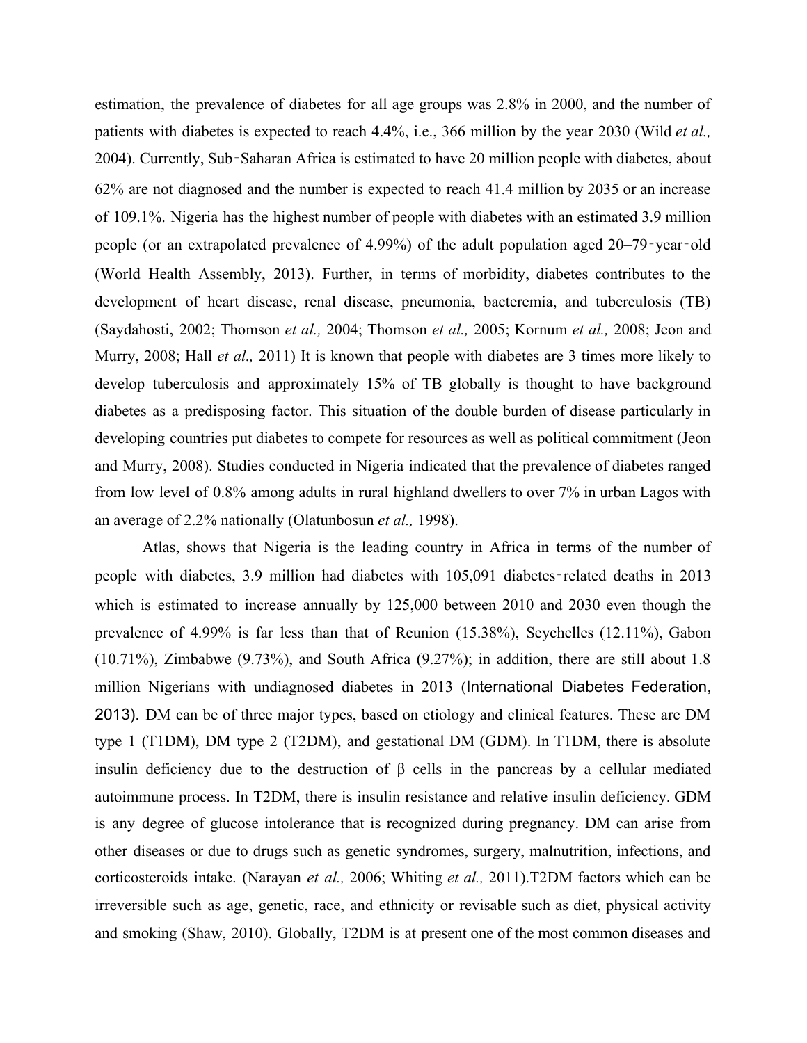estimation, the prevalence of diabetes for all age groups was 2.8% in 2000, and the number of patients with diabetes is expected to reach 4.4%, i.e., 366 million by the year 2030 (Wild *et al.,* 2004). Currently, Sub‑Saharan Africa is estimated to have 20 million people with diabetes, about 62% are not diagnosed and the number is expected to reach 41.4 million by 2035 or an increase of 109.1%. Nigeria has the highest number of people with diabetes with an estimated 3.9 million people (or an extrapolated prevalence of 4.99%) of the adult population aged 20–79‑year‑old (World Health Assembly, 2013). Further, in terms of morbidity, diabetes contributes to the development of heart disease, renal disease, pneumonia, bacteremia, and tuberculosis (TB) (Saydahosti, 2002; Thomson *et al.,* 2004; Thomson *et al.,* 2005; Kornum *et al.,* 2008; Jeon and Murry, 2008; Hall *et al.,* 2011) It is known that people with diabetes are 3 times more likely to develop tuberculosis and approximately 15% of TB globally is thought to have background diabetes as a predisposing factor. This situation of the double burden of disease particularly in developing countries put diabetes to compete for resources as well as political commitment (Jeon and Murry, 2008). Studies conducted in Nigeria indicated that the prevalence of diabetes ranged from low level of 0.8% among adults in rural highland dwellers to over 7% in urban Lagos with an average of 2.2% nationally (Olatunbosun *et al.,* 1998).

Atlas, shows that Nigeria is the leading country in Africa in terms of the number of people with diabetes, 3.9 million had diabetes with 105,091 diabetes‑related deaths in 2013 which is estimated to increase annually by 125,000 between 2010 and 2030 even though the prevalence of 4.99% is far less than that of Reunion (15.38%), Seychelles (12.11%), Gabon (10.71%), Zimbabwe (9.73%), and South Africa (9.27%); in addition, there are still about 1.8 million Nigerians with undiagnosed diabetes in 2013 (International Diabetes Federation, 2013). DM can be of three major types, based on etiology and clinical features. These are DM type 1 (T1DM), DM type 2 (T2DM), and gestational DM (GDM). In T1DM, there is absolute insulin deficiency due to the destruction of β cells in the pancreas by a cellular mediated autoimmune process. In T2DM, there is insulin resistance and relative insulin deficiency. GDM is any degree of glucose intolerance that is recognized during pregnancy. DM can arise from other diseases or due to drugs such as genetic syndromes, surgery, malnutrition, infections, and corticosteroids intake. (Narayan *et al.,* 2006; Whiting *et al.,* 2011).T2DM factors which can be irreversible such as age, genetic, race, and ethnicity or revisable such as diet, physical activity and smoking (Shaw, 2010). Globally, T2DM is at present one of the most common diseases and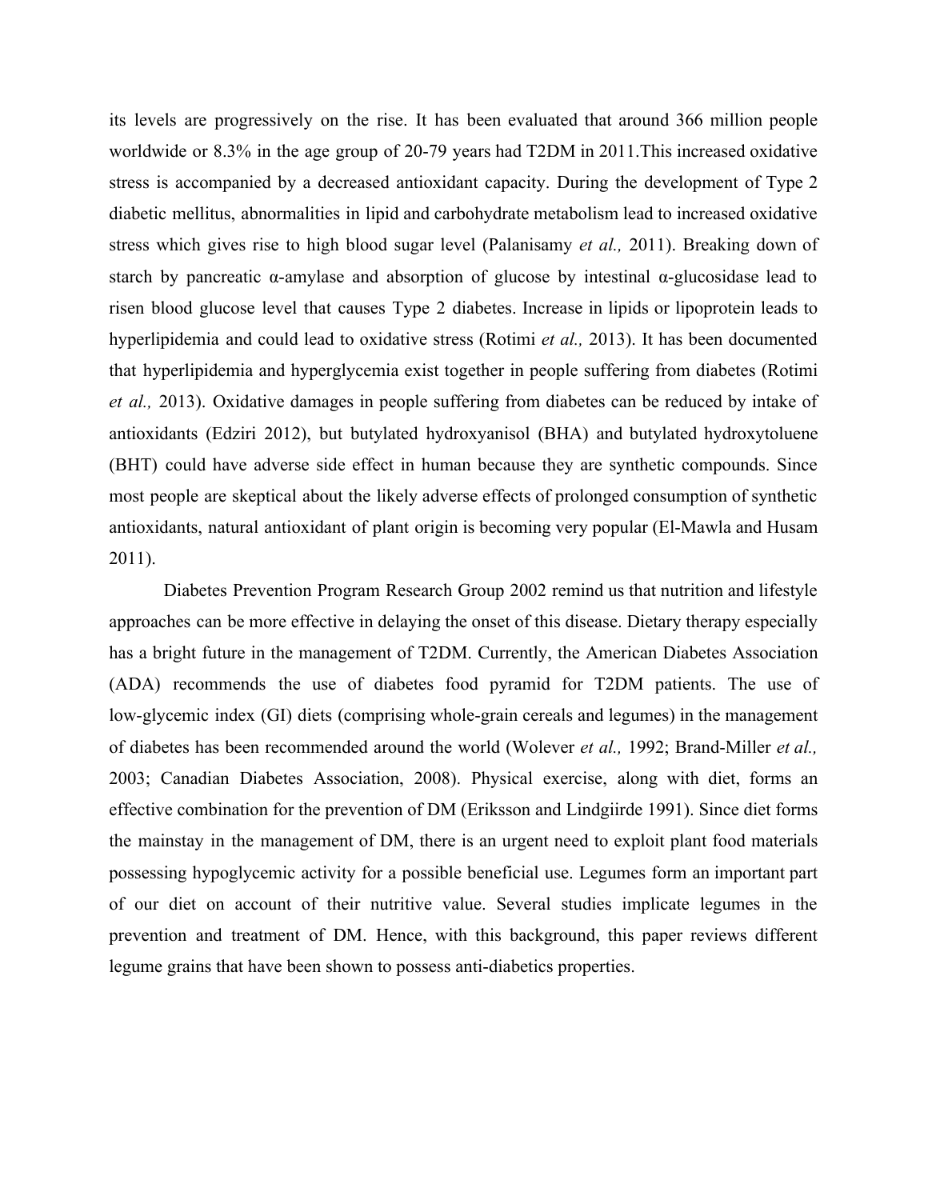its levels are progressively on the rise. It has been evaluated that around 366 million people worldwide or 8.3% in the age group of 20-79 years had T2DM in 2011.This increased oxidative stress is accompanied by a decreased antioxidant capacity. During the development of Type 2 diabetic mellitus, abnormalities in lipid and carbohydrate metabolism lead to increased oxidative stress which gives rise to high blood sugar level (Palanisamy *et al.,* 2011). Breaking down of starch by pancreatic α-amylase and absorption of glucose by intestinal α-glucosidase lead to risen blood glucose level that causes Type 2 diabetes. Increase in lipids or lipoprotein leads to hyperlipidemia and could lead to oxidative stress (Rotimi *et al.,* 2013). It has been documented that hyperlipidemia and hyperglycemia exist together in people suffering from diabetes (Rotimi *et al.,* 2013). Oxidative damages in people suffering from diabetes can be reduced by intake of antioxidants (Edziri 2012), but butylated hydroxyanisol (BHA) and butylated hydroxytoluene (BHT) could have adverse side effect in human because they are synthetic compounds. Since most people are skeptical about the likely adverse effects of prolonged consumption of synthetic antioxidants, natural antioxidant of plant origin is becoming very popular (El-Mawla and Husam 2011).

Diabetes Prevention Program Research Group 2002 remind us that nutrition and lifestyle approaches can be more effective in delaying the onset of this disease. Dietary therapy especially has a bright future in the management of T2DM. Currently, the American Diabetes Association (ADA) recommends the use of diabetes food pyramid for T2DM patients. The use of low-glycemic index (GI) diets (comprising whole-grain cereals and legumes) in the management of diabetes has been recommended around the world (Wolever *et al.,* 1992; Brand-Miller *et al.,* 2003; Canadian Diabetes Association, 2008). Physical exercise, along with diet, forms an effective combination for the prevention of DM (Eriksson and Lindgiirde 1991). Since diet forms the mainstay in the management of DM, there is an urgent need to exploit plant food materials possessing hypoglycemic activity for a possible beneficial use. Legumes form an important part of our diet on account of their nutritive value. Several studies implicate legumes in the prevention and treatment of DM. Hence, with this background, this paper reviews different legume grains that have been shown to possess anti-diabetics properties.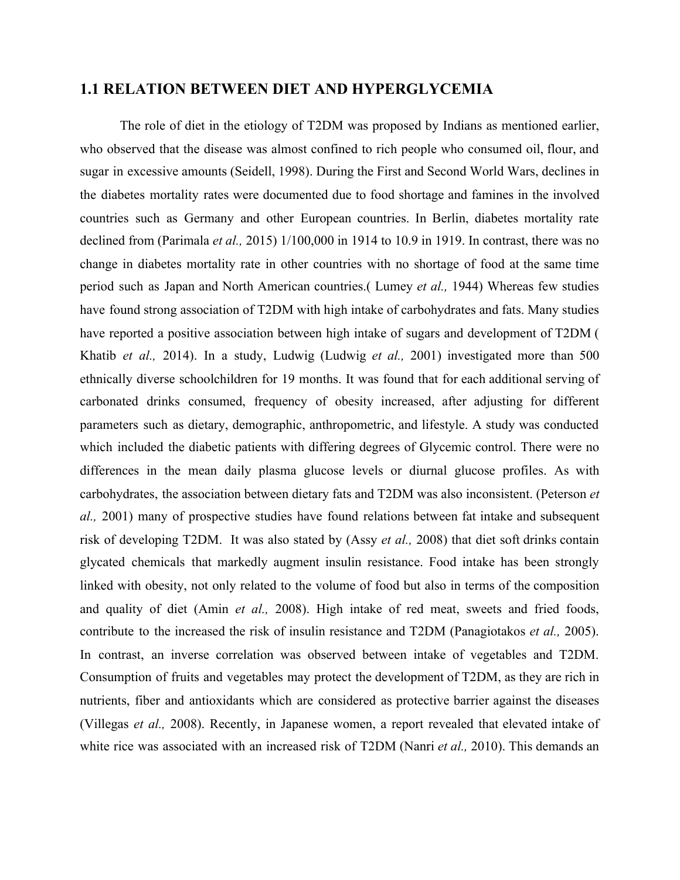## 1.1 RELATION BETWEEN DIET AND HYPERGLYCEMIA

The role of diet in the etiology of T2DM was proposed by Indians as mentioned earlier, who observed that the disease was almost confined to rich people who consumed oil, flour, and sugar in excessive amounts (Seidell, 1998). During the First and Second World Wars, declines in the diabetes mortality rates were documented due to food shortage and famines in the involved countries such as Germany and other European countries. In Berlin, diabetes mortality rate declined from (Parimala *et al.,* 2015) 1/100,000 in 1914 to 10.9 in 1919. In contrast, there was no change in diabetes mortality rate in other countries with no shortage of food at the same time period such as Japan and North American countries.( Lumey *et al.,* 1944) Whereas few studies have found strong association of T2DM with high intake of carbohydrates and fats. Many studies have reported a positive association between high intake of sugars and development of T2DM ( Khatib *et al.,* 2014). In a study, Ludwig (Ludwig *et al.,* 2001) investigated more than 500 ethnically diverse schoolchildren for 19 months. It was found that for each additional serving of carbonated drinks consumed, frequency of obesity increased, after adjusting for different parameters such as dietary, demographic, anthropometric, and lifestyle. A study was conducted which included the diabetic patients with differing degrees of Glycemic control. There were no differences in the mean daily plasma glucose levels or diurnal glucose profiles. As with carbohydrates, the association between dietary fats and T2DM was also inconsistent. (Peterson *et al.,* 2001) many of prospective studies have found relations between fat intake and subsequent risk of developing T2DM. It was also stated by (Assy *et al.,* 2008) that diet soft drinks contain glycated chemicals that markedly augment insulin resistance. Food intake has been strongly linked with obesity, not only related to the volume of food but also in terms of the composition and quality of diet (Amin *et al.,* 2008). High intake of red meat, sweets and fried foods, contribute to the increased the risk of insulin resistance and T2DM (Panagiotakos *et al.,* 2005). In contrast, an inverse correlation was observed between intake of vegetables and T2DM. Consumption of fruits and vegetables may protect the development of T2DM, as they are rich in nutrients, fiber and antioxidants which are considered as protective barrier against the diseases (Villegas *et al.,* 2008). Recently, in Japanese women, a report revealed that elevated intake of white rice was associated with an increased risk of T2DM (Nanri *et al.,* 2010). This demands an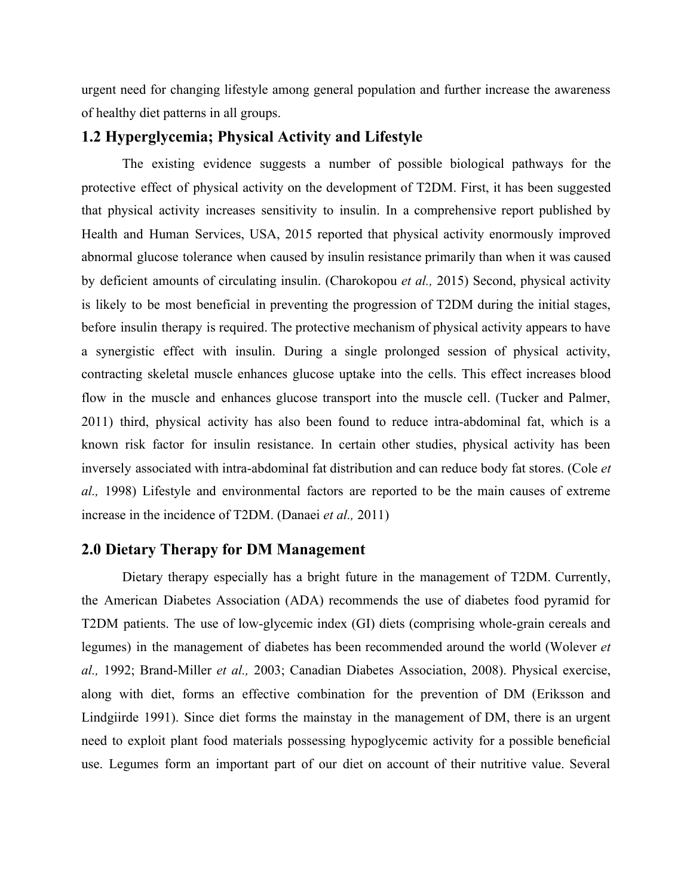urgent need for changing lifestyle among general population and further increase the awareness of healthy diet patterns in all groups.

## 1.2 Hyperglycemia; Physical Activity and Lifestyle

The existing evidence suggests a number of possible biological pathways for the protective effect of physical activity on the development of T2DM. First, it has been suggested that physical activity increases sensitivity to insulin. In a comprehensive report published by Health and Human Services, USA, 2015 reported that physical activity enormously improved abnormal glucose tolerance when caused by insulin resistance primarily than when it was caused by deficient amounts of circulating insulin. (Charokopou *et al.,* 2015) Second, physical activity is likely to be most beneficial in preventing the progression of T2DM during the initial stages, before insulin therapy is required. The protective mechanism of physical activity appears to have a synergistic effect with insulin. During a single prolonged session of physical activity, contracting skeletal muscle enhances glucose uptake into the cells. This effect increases blood flow in the muscle and enhances glucose transport into the muscle cell. (Tucker and Palmer, 2011) third, physical activity has also been found to reduce intra-abdominal fat, which is a known risk factor for insulin resistance. In certain other studies, physical activity has been inversely associated with intra-abdominal fat distribution and can reduce body fat stores. (Cole *et al.,* 1998) Lifestyle and environmental factors are reported to be the main causes of extreme increase in the incidence of T2DM. (Danaei *et al.,* 2011)

## 2.0 Dietary Therapy for DM Management

Dietary therapy especially has a bright future in the management of T2DM. Currently, the American Diabetes Association (ADA) recommends the use of diabetes food pyramid for T2DM patients. The use of low-glycemic index (GI) diets (comprising whole-grain cereals and legumes) in the management of diabetes has been recommended around the world (Wolever *et al.,* 1992; Brand-Miller *et al.,* 2003; Canadian Diabetes Association, 2008). Physical exercise, along with diet, forms an effective combination for the prevention of DM (Eriksson and Lindgiirde 1991). Since diet forms the mainstay in the management of DM, there is an urgent need to exploit plant food materials possessing hypoglycemic activity for a possible beneficial use. Legumes form an important part of our diet on account of their nutritive value. Several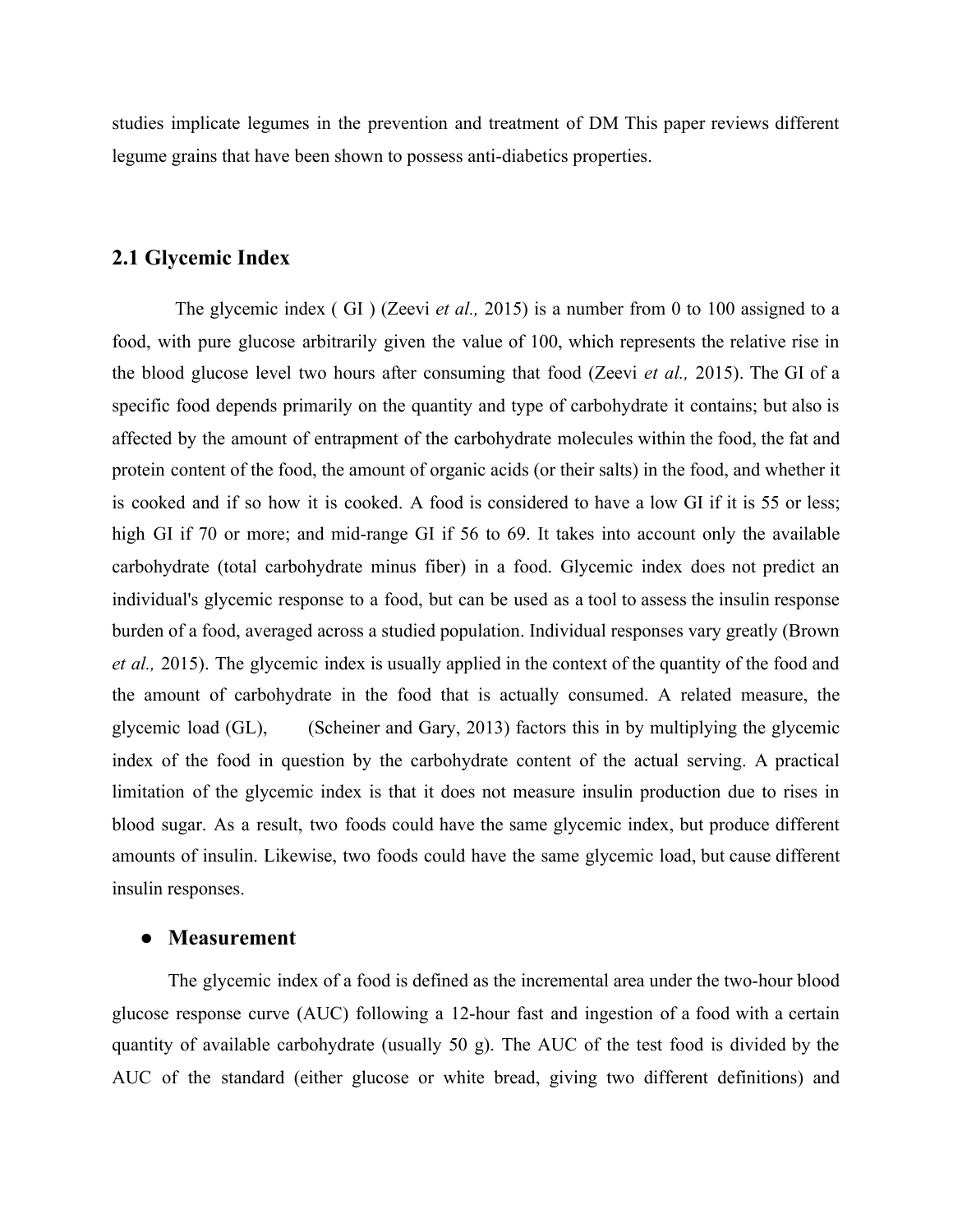studies implicate legumes in the prevention and treatment of DM This paper reviews different legume grains that have been shown to possess anti-diabetics properties.

## 2.1 Glycemic Index

The glycemic index ( GI ) (Zeevi *et al.,* 2015) is a number from 0 to 100 assigned to a food, with pure glucose arbitrarily given the value of 100, which represents the relative rise in the blood glucose level two hours after consuming that food (Zeevi *et al.,* 2015). The GI of a specific food depends primarily on the quantity and type of carbohydrate it contains; but also is affected by the amount of entrapment of the carbohydrate molecules within the food, the fat and protein content of the food, the amount of organic acids (or their salts) in the food, and whether it is cooked and if so how it is cooked. A food is considered to have a low GI if it is 55 or less; high GI if 70 or more; and mid-range GI if 56 to 69. It takes into account only the available carbohydrate (total carbohydrate minus fiber) in a food. Glycemic index does not predict an individual's glycemic response to a food, but can be used as a tool to assess the insulin response burden of a food, averaged across a studied population. Individual responses vary greatly (Brown *et al.,* 2015). The glycemic index is usually applied in the context of the quantity of the food and the amount of carbohydrate in the food that is actually consumed. A related measure, the glycemic load (GL), (Scheiner and Gary, 2013) factors this in by multiplying the glycemic index of the food in question by the carbohydrate content of the actual serving. A practical limitation of the glycemic index is that it does not measure insulin production due to rises in blood sugar. As a result, two foods could have the same glycemic index, but produce different amounts of insulin. Likewise, two foods could have the same glycemic load, but cause different insulin responses.

- **Measurement**

The glycemic index of a food is defined as the incremental area under the two-hour blood glucose response curve (AUC) following a 12-hour fast and ingestion of a food with a certain quantity of available carbohydrate (usually 50 g). The AUC of the test food is divided by the AUC of the standard (either glucose or white bread, giving two different definitions) and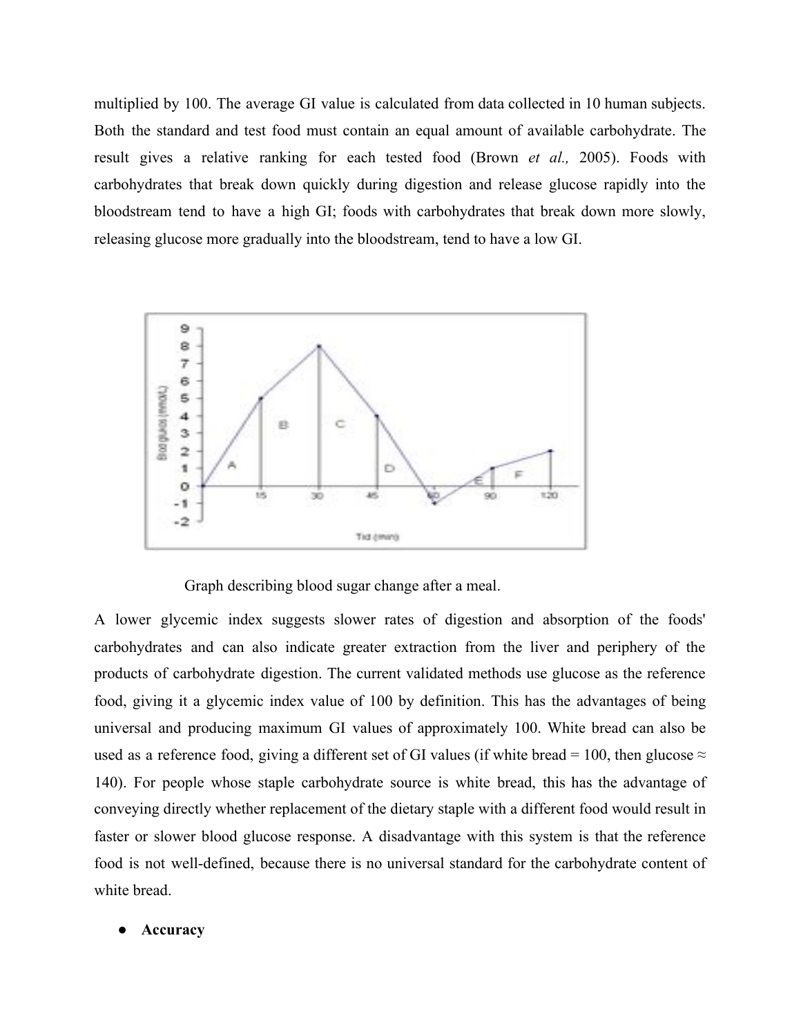multiplied by 100. The average GI value is calculated from data collected in 10 human subjects. Both the standard and test food must contain an equal amount of available carbohydrate. The result gives a relative ranking for each tested food (Brown *et al.,* 2005). Foods with carbohydrates that break down quickly during digestion and release glucose rapidly into the bloodstream tend to have a high GI; foods with carbohydrates that break down more slowly, releasing glucose more gradually into the bloodstream, tend to have a low GI.

Graph describing blood sugar change after a meal.

A lower glycemic index suggests slower rates of digestion and absorption of the foods' carbohydrates and can also indicate greater extraction from the liver and periphery of the products of carbohydrate digestion. The current validated methods use glucose as the reference food, giving it a glycemic index value of 100 by definition. This has the advantages of being universal and producing maximum GI values of approximately 100. White bread can also be used as a reference food, giving a different set of GI values (if white bread = 100, then glucose ≈ 140). For people whose staple carbohydrate source is white bread, this has the advantage of conveying directly whether replacement of the dietary staple with a different food would result in faster or slower blood glucose response. A disadvantage with this system is that the reference food is not well-defined, because there is no universal standard for the carbohydrate content of white bread.

- **Accuracy**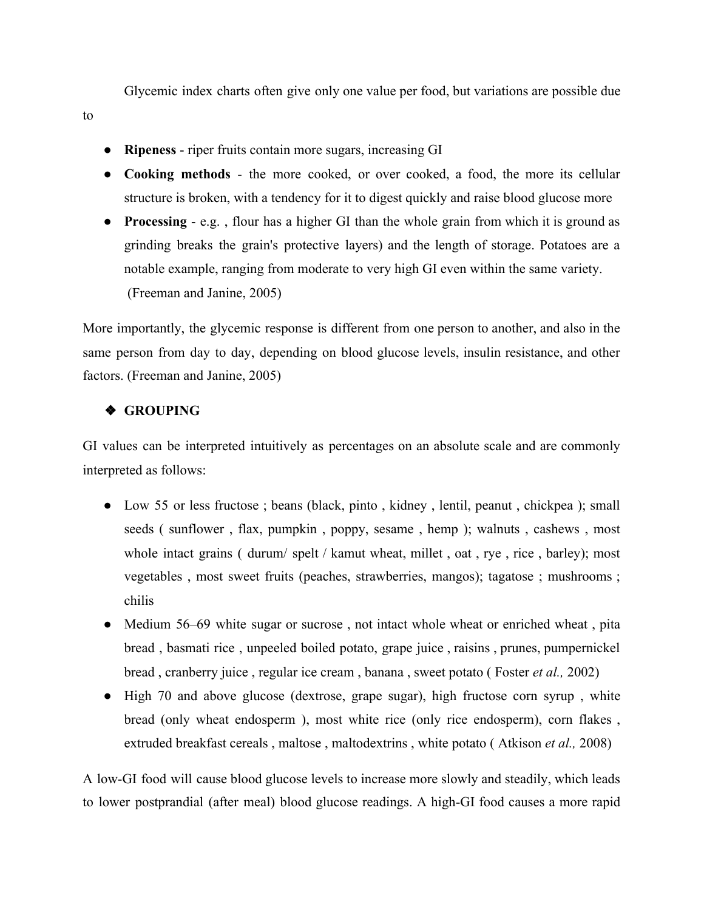Glycemic index charts often give only one value per food, but variations are possible due to

- **Ripeness** - riper fruits contain more sugars, increasing GI
- **Cooking methods** - the more cooked, or over cooked, a food, the more its cellular structure is broken, with a tendency for it to digest quickly and raise blood glucose more
- **Processing** - e.g. , flour has a higher GI than the whole grain from which it is ground as grinding breaks the grain's protective layers) and the length of storage. Potatoes are a notable example, ranging from moderate to very high GI even within the same variety. (Freeman and Janine, 2005)

More importantly, the glycemic response is different from one person to another, and also in the same person from day to day, depending on blood glucose levels, insulin resistance, and other factors. (Freeman and Janine, 2005)

- **GROUPING**

GI values can be interpreted intuitively as percentages on an absolute scale and are commonly interpreted as follows:

- Low 55 or less fructose ; beans (black, pinto , kidney , lentil, peanut , chickpea ); small seeds ( sunflower , flax, pumpkin , poppy, sesame , hemp ); walnuts , cashews , most whole intact grains ( durum/ spelt / kamut wheat, millet , oat , rye , rice , barley); most vegetables , most sweet fruits (peaches, strawberries, mangos); tagatose ; mushrooms ; chilis
- Medium 56–69 white sugar or sucrose , not intact whole wheat or enriched wheat , pita bread , basmati rice , unpeeled boiled potato, grape juice , raisins , prunes, pumpernickel bread , cranberry juice , regular ice cream , banana , sweet potato ( Foster *et al.,* 2002)
- High 70 and above glucose (dextrose, grape sugar), high fructose corn syrup , white bread (only wheat endosperm ), most white rice (only rice endosperm), corn flakes , extruded breakfast cereals , maltose , maltodextrins , white potato ( Atkison *et al.,* 2008)

A low-GI food will cause blood glucose levels to increase more slowly and steadily, which leads to lower postprandial (after meal) blood glucose readings. A high-GI food causes a more rapid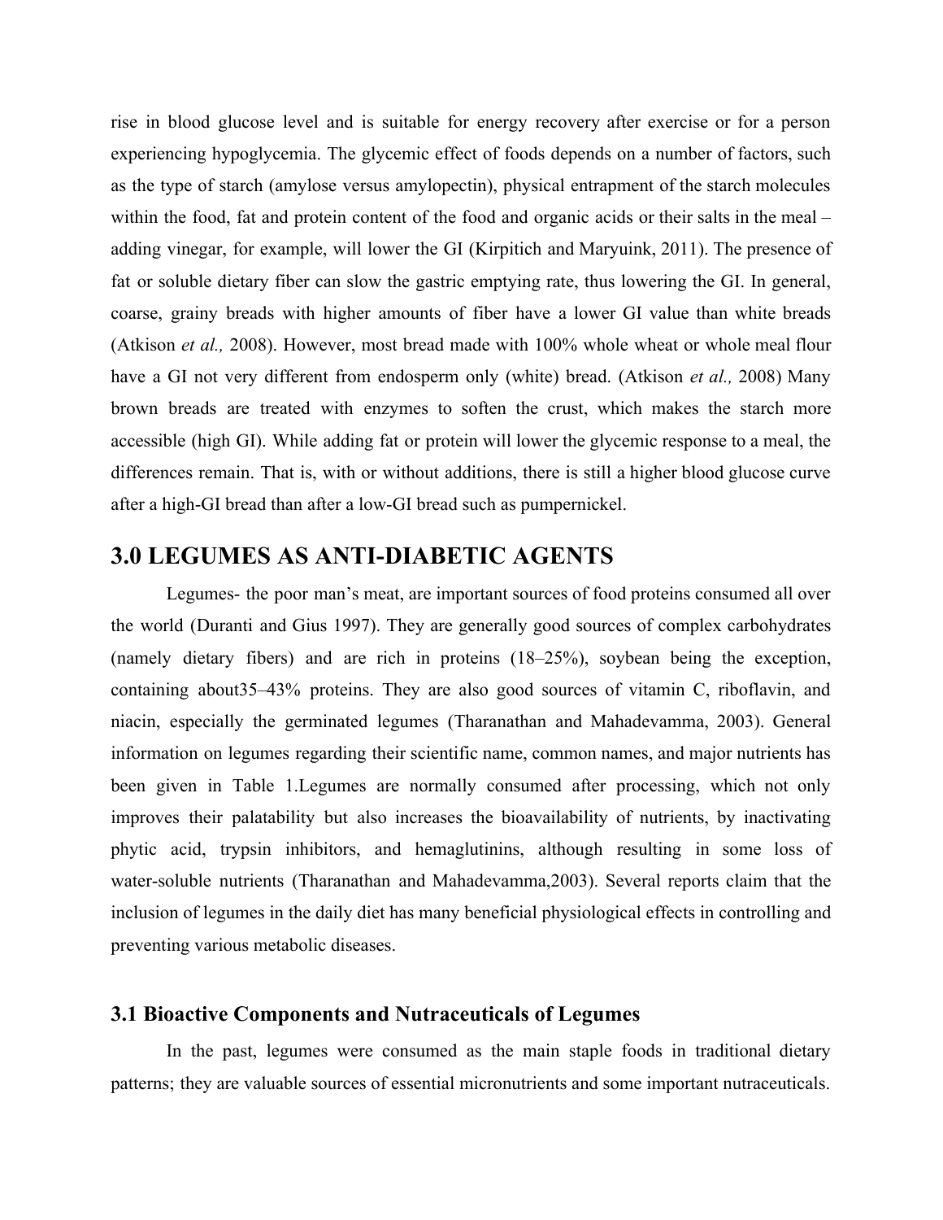rise in blood glucose level and is suitable for energy recovery after exercise or for a person experiencing hypoglycemia. The glycemic effect of foods depends on a number of factors, such as the type of starch (amylose versus amylopectin), physical entrapment of the starch molecules within the food, fat and protein content of the food and organic acids or their salts in the meal – adding vinegar, for example, will lower the GI (Kirpitich and Maryuink, 2011). The presence of fat or soluble dietary fiber can slow the gastric emptying rate, thus lowering the GI. In general, coarse, grainy breads with higher amounts of fiber have a lower GI value than white breads (Atkison *et al.,* 2008). However, most bread made with 100% whole wheat or whole meal flour have a GI not very different from endosperm only (white) bread. (Atkison *et al.,* 2008) Many brown breads are treated with enzymes to soften the crust, which makes the starch more accessible (high GI). While adding fat or protein will lower the glycemic response to a meal, the differences remain. That is, with or without additions, there is still a higher blood glucose curve after a high-GI bread than after a low-GI bread such as pumpernickel.

## 3.0 LEGUMES AS ANTI-DIABETIC AGENTS

Legumes- the poor man's meat, are important sources of food proteins consumed all over the world (Duranti and Gius 1997). They are generally good sources of complex carbohydrates (namely dietary fibers) and are rich in proteins (18–25%), soybean being the exception, containing about35–43% proteins. They are also good sources of vitamin C, riboflavin, and niacin, especially the germinated legumes (Tharanathan and Mahadevamma, 2003). General information on legumes regarding their scientific name, common names, and major nutrients has been given in Table 1.Legumes are normally consumed after processing, which not only improves their palatability but also increases the bioavailability of nutrients, by inactivating phytic acid, trypsin inhibitors, and hemaglutinins, although resulting in some loss of water-soluble nutrients (Tharanathan and Mahadevamma,2003). Several reports claim that the inclusion of legumes in the daily diet has many beneficial physiological effects in controlling and preventing various metabolic diseases.

### 3.1 Bioactive Components and Nutraceuticals of Legumes

In the past, legumes were consumed as the main staple foods in traditional dietary patterns; they are valuable sources of essential micronutrients and some important nutraceuticals.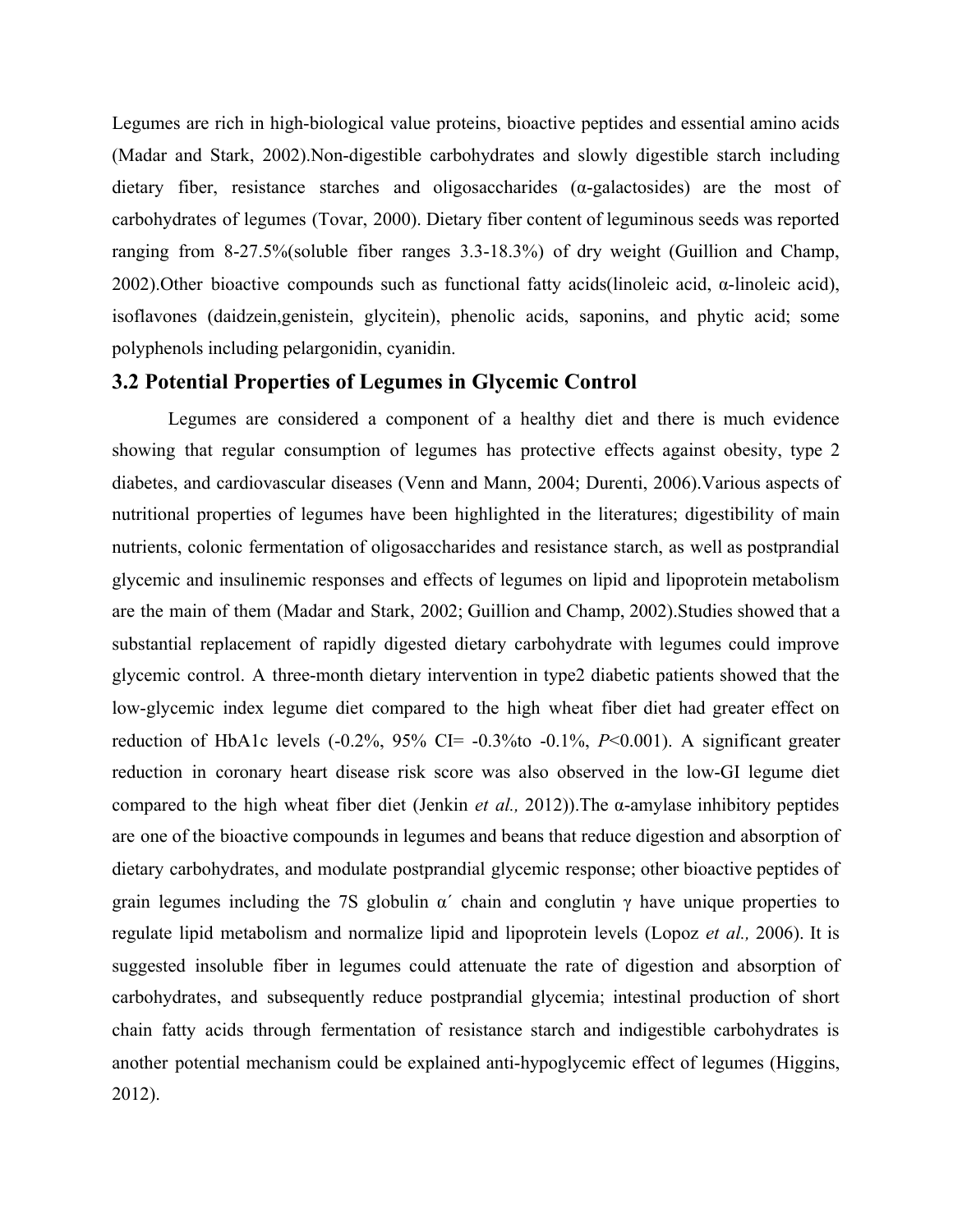Legumes are rich in high-biological value proteins, bioactive peptides and essential amino acids (Madar and Stark, 2002).Non-digestible carbohydrates and slowly digestible starch including dietary fiber, resistance starches and oligosaccharides (α-galactosides) are the most of carbohydrates of legumes (Tovar, 2000). Dietary fiber content of leguminous seeds was reported ranging from 8-27.5%(soluble fiber ranges 3.3-18.3%) of dry weight (Guillion and Champ, 2002).Other bioactive compounds such as functional fatty acids(linoleic acid, α-linoleic acid), isoflavones (daidzein,genistein, glycitein), phenolic acids, saponins, and phytic acid; some polyphenols including pelargonidin, cyanidin.

## 3.2 Potential Properties of Legumes in Glycemic Control

Legumes are considered a component of a healthy diet and there is much evidence showing that regular consumption of legumes has protective effects against obesity, type 2 diabetes, and cardiovascular diseases (Venn and Mann, 2004; Durenti, 2006).Various aspects of nutritional properties of legumes have been highlighted in the literatures; digestibility of main nutrients, colonic fermentation of oligosaccharides and resistance starch, as well as postprandial glycemic and insulinemic responses and effects of legumes on lipid and lipoprotein metabolism are the main of them (Madar and Stark, 2002; Guillion and Champ, 2002).Studies showed that a substantial replacement of rapidly digested dietary carbohydrate with legumes could improve glycemic control. A three-month dietary intervention in type2 diabetic patients showed that the low-glycemic index legume diet compared to the high wheat fiber diet had greater effect on reduction of HbA1c levels (-0.2%, 95% CI= -0.3%to -0.1%, $P<0.001$). A significant greater reduction in coronary heart disease risk score was also observed in the low-GI legume diet compared to the high wheat fiber diet (Jenkin *et al.,* 2012)).The α-amylase inhibitory peptides are one of the bioactive compounds in legumes and beans that reduce digestion and absorption of dietary carbohydrates, and modulate postprandial glycemic response; other bioactive peptides of grain legumes including the 7S globulin α´ chain and conglutin γ have unique properties to regulate lipid metabolism and normalize lipid and lipoprotein levels (Lopoz *et al.,* 2006). It is suggested insoluble fiber in legumes could attenuate the rate of digestion and absorption of carbohydrates, and subsequently reduce postprandial glycemia; intestinal production of short chain fatty acids through fermentation of resistance starch and indigestible carbohydrates is another potential mechanism could be explained anti-hypoglycemic effect of legumes (Higgins, 2012).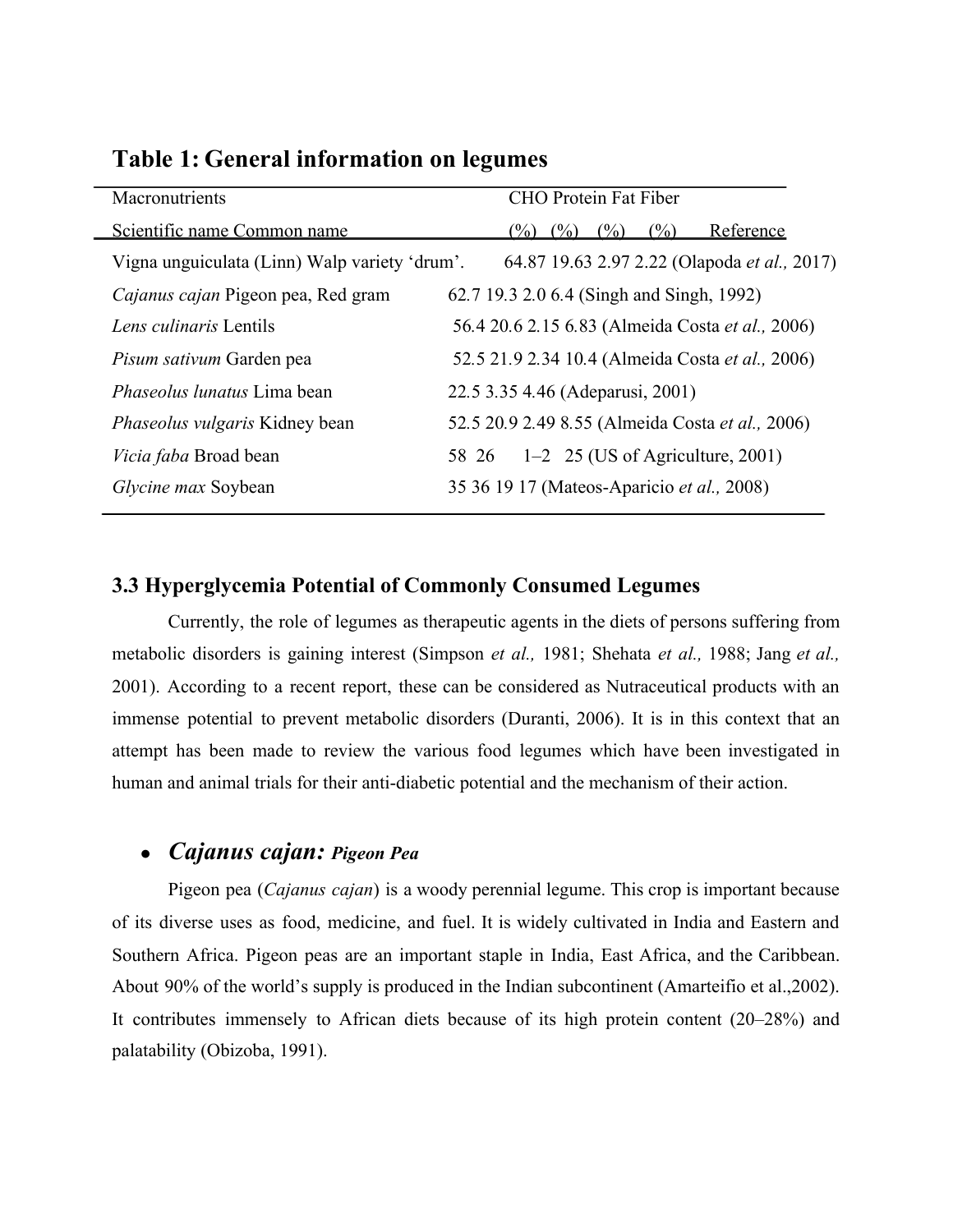## Table 1: General information on legumes

| Scientific name | Common name | CHO (%) | Protein (%) | Fat (%) | Fiber (%) | Reference |
|---|---|---|---|---|---|---|
| Vigna unguiculata (Linn) Walp variety 'drum'. | | 64.87 | 19.63 | 2.97 | 2.22 | (Olapoda *et al.,* 2017) |
| *Cajanus cajan* | Pigeon pea, Red gram | 62.7 | 19.3 | 2.0 | 6.4 | (Singh and Singh, 1992) |
| *Lens culinaris* | Lentils | 56.4 | 20.6 | 2.15 | 6.83 | (Almeida Costa *et al.,* 2006) |
| *Pisum sativum* | Garden pea | 52.5 | 21.9 | 2.34 | 10.4 | (Almeida Costa *et al.,* 2006) |
| *Phaseolus lunatus* | Lima bean | 22.5 | 3.35 | 4.46 | | (Adeparusi, 2001) |
| *Phaseolus vulgaris* | Kidney bean | 52.5 | 20.9 | 2.49 | 8.55 | (Almeida Costa *et al.,* 2006) |
| *Vicia faba* | Broad bean | 58 | 26 | 1–2 | 25 | (US of Agriculture, 2001) |
| *Glycine max* | Soybean | 35 | 36 | 19 | 17 | (Mateos-Aparicio *et al.,* 2008) |

### 3.3 Hyperglycemia Potential of Commonly Consumed Legumes

Currently, the role of legumes as therapeutic agents in the diets of persons suffering from metabolic disorders is gaining interest (Simpson *et al.,* 1981; Shehata *et al.,* 1988; Jang *et al.,* 2001). According to a recent report, these can be considered as Nutraceutical products with an immense potential to prevent metabolic disorders (Duranti, 2006). It is in this context that an attempt has been made to review the various food legumes which have been investigated in human and animal trials for their anti-diabetic potential and the mechanism of their action.

- ***Cajanus cajan:* *Pigeon Pea***

Pigeon pea (*Cajanus cajan*) is a woody perennial legume. This crop is important because of its diverse uses as food, medicine, and fuel. It is widely cultivated in India and Eastern and Southern Africa. Pigeon peas are an important staple in India, East Africa, and the Caribbean. About 90% of the world's supply is produced in the Indian subcontinent (Amarteifio et al.,2002). It contributes immensely to African diets because of its high protein content (20–28%) and palatability (Obizoba, 1991).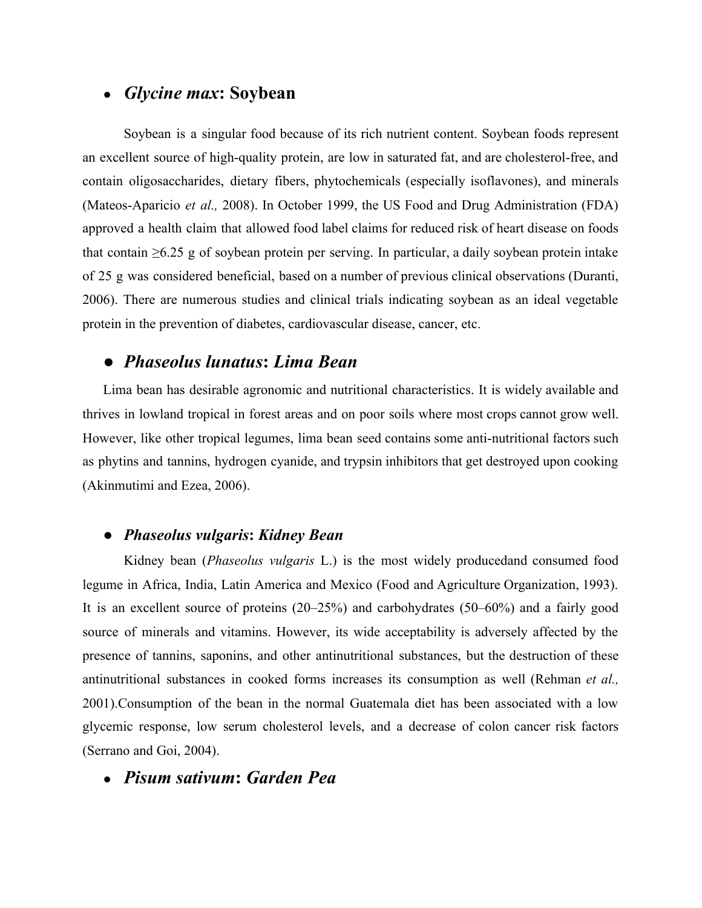- ***Glycine max*: Soybean**

Soybean is a singular food because of its rich nutrient content. Soybean foods represent an excellent source of high-quality protein, are low in saturated fat, and are cholesterol-free, and contain oligosaccharides, dietary fibers, phytochemicals (especially isoflavones), and minerals (Mateos-Aparicio *et al.,* 2008). In October 1999, the US Food and Drug Administration (FDA) approved a health claim that allowed food label claims for reduced risk of heart disease on foods that contain ≥6.25 g of soybean protein per serving. In particular, a daily soybean protein intake of 25 g was considered beneficial, based on a number of previous clinical observations (Duranti, 2006). There are numerous studies and clinical trials indicating soybean as an ideal vegetable protein in the prevention of diabetes, cardiovascular disease, cancer, etc.

- ***Phaseolus lunatus*: *Lima Bean***

Lima bean has desirable agronomic and nutritional characteristics. It is widely available and thrives in lowland tropical in forest areas and on poor soils where most crops cannot grow well. However, like other tropical legumes, lima bean seed contains some anti-nutritional factors such as phytins and tannins, hydrogen cyanide, and trypsin inhibitors that get destroyed upon cooking (Akinmutimi and Ezea, 2006).

- ***Phaseolus vulgaris*: *Kidney Bean***

Kidney bean (*Phaseolus vulgaris* L.) is the most widely producedand consumed food legume in Africa, India, Latin America and Mexico (Food and Agriculture Organization, 1993). It is an excellent source of proteins (20–25%) and carbohydrates (50–60%) and a fairly good source of minerals and vitamins. However, its wide acceptability is adversely affected by the presence of tannins, saponins, and other antinutritional substances, but the destruction of these antinutritional substances in cooked forms increases its consumption as well (Rehman *et al.,* 2001).Consumption of the bean in the normal Guatemala diet has been associated with a low glycemic response, low serum cholesterol levels, and a decrease of colon cancer risk factors (Serrano and Goi, 2004).

- ***Pisum sativum*: *Garden Pea***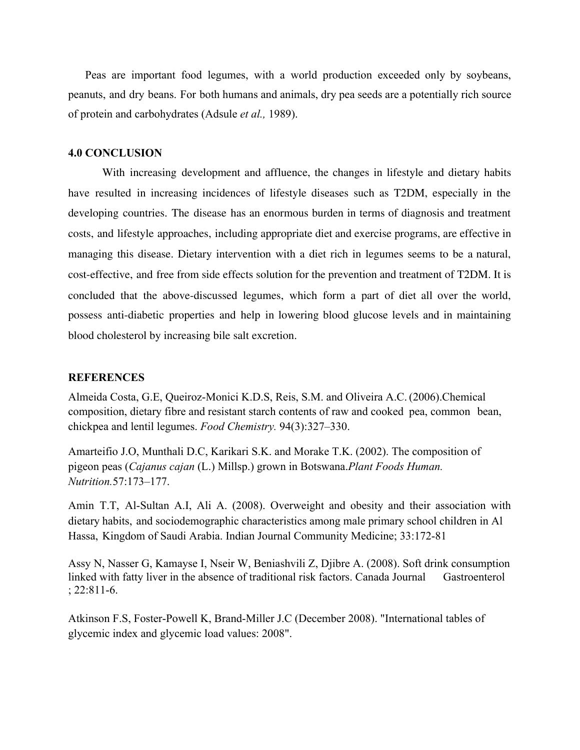Peas are important food legumes, with a world production exceeded only by soybeans, peanuts, and dry beans. For both humans and animals, dry pea seeds are a potentially rich source of protein and carbohydrates (Adsule *et al.,* 1989).

## 4.0 CONCLUSION

With increasing development and affluence, the changes in lifestyle and dietary habits have resulted in increasing incidences of lifestyle diseases such as T2DM, especially in the developing countries. The disease has an enormous burden in terms of diagnosis and treatment costs, and lifestyle approaches, including appropriate diet and exercise programs, are effective in managing this disease. Dietary intervention with a diet rich in legumes seems to be a natural, cost-effective, and free from side effects solution for the prevention and treatment of T2DM. It is concluded that the above-discussed legumes, which form a part of diet all over the world, possess anti-diabetic properties and help in lowering blood glucose levels and in maintaining blood cholesterol by increasing bile salt excretion.

## REFERENCES

Almeida Costa, G.E, Queiroz-Monici K.D.S, Reis, S.M. and Oliveira A.C. (2006).Chemical composition, dietary fibre and resistant starch contents of raw and cooked pea, common bean, chickpea and lentil legumes. *Food Chemistry.* 94(3):327–330.

Amarteifio J.O, Munthali D.C, Karikari S.K. and Morake T.K. (2002). The composition of pigeon peas (*Cajanus cajan* (L.) Millsp.) grown in Botswana.*Plant Foods Human. Nutrition.*57:173–177.

Amin T.T, Al-Sultan A.I, Ali A. (2008). Overweight and obesity and their association with dietary habits, and sociodemographic characteristics among male primary school children in Al Hassa, Kingdom of Saudi Arabia. Indian Journal Community Medicine; 33:172-81

Assy N, Nasser G, Kamayse I, Nseir W, Beniashvili Z, Djibre A. (2008). Soft drink consumption linked with fatty liver in the absence of traditional risk factors. Canada Journal Gastroenterol ; 22:811-6.

Atkinson F.S, Foster-Powell K, Brand-Miller J.C (December 2008). "International tables of glycemic index and glycemic load values: 2008".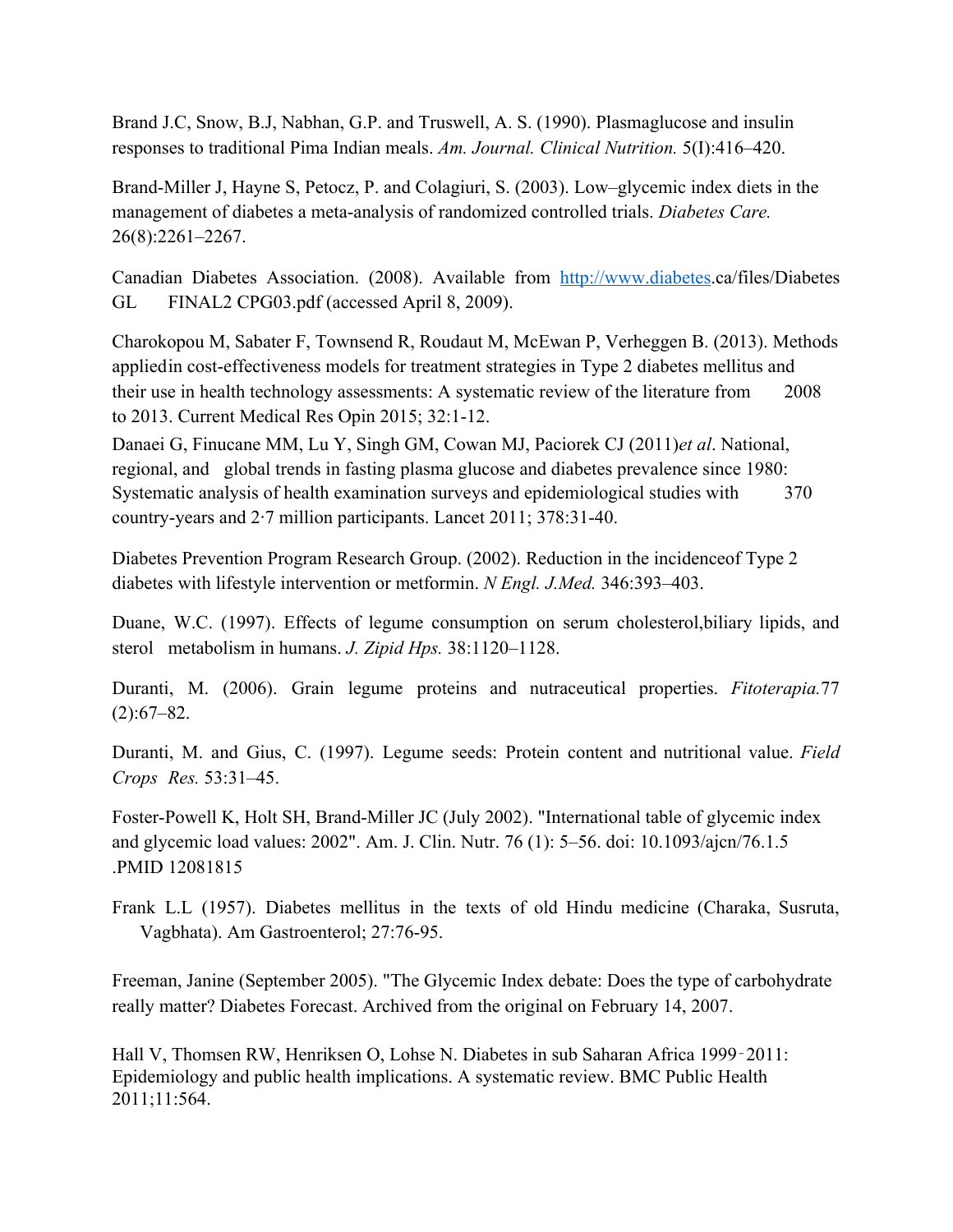Brand J.C, Snow, B.J, Nabhan, G.P. and Truswell, A. S. (1990). Plasmaglucose and insulin responses to traditional Pima Indian meals. *Am. Journal. Clinical Nutrition.* 5(I):416–420.

Brand-Miller J, Hayne S, Petocz, P. and Colagiuri, S. (2003). Low–glycemic index diets in the management of diabetes a meta-analysis of randomized controlled trials. *Diabetes Care.* 26(8):2261–2267.

Canadian Diabetes Association. (2008). Available from http://www.diabetes.ca/files/Diabetes GL FINAL2 CPG03.pdf (accessed April 8, 2009).

Charokopou M, Sabater F, Townsend R, Roudaut M, McEwan P, Verheggen B. (2013). Methods appliedin cost-effectiveness models for treatment strategies in Type 2 diabetes mellitus and their use in health technology assessments: A systematic review of the literature from 2008 to 2013. Current Medical Res Opin 2015; 32:1-12.

Danaei G, Finucane MM, Lu Y, Singh GM, Cowan MJ, Paciorek CJ (2011)*et al*. National, regional, and global trends in fasting plasma glucose and diabetes prevalence since 1980: Systematic analysis of health examination surveys and epidemiological studies with 370 country-years and 2·7 million participants. Lancet 2011; 378:31-40.

Diabetes Prevention Program Research Group. (2002). Reduction in the incidenceof Type 2 diabetes with lifestyle intervention or metformin. *N Engl. J.Med.* 346:393–403.

Duane, W.C. (1997). Effects of legume consumption on serum cholesterol,biliary lipids, and sterol metabolism in humans. *J. Zipid Hps.* 38:1120–1128.

Duranti, M. (2006). Grain legume proteins and nutraceutical properties. *Fitoterapia.*77 (2):67–82.

Duranti, M. and Gius, C. (1997). Legume seeds: Protein content and nutritional value. *Field Crops Res.* 53:31–45.

Foster-Powell K, Holt SH, Brand-Miller JC (July 2002). "International table of glycemic index and glycemic load values: 2002". Am. J. Clin. Nutr. 76 (1): 5–56. doi: 10.1093/ajcn/76.1.5 .PMID 12081815

Frank L.L (1957). Diabetes mellitus in the texts of old Hindu medicine (Charaka, Susruta, Vagbhata). Am Gastroenterol; 27:76-95.

Freeman, Janine (September 2005). "The Glycemic Index debate: Does the type of carbohydrate really matter? Diabetes Forecast. Archived from the original on February 14, 2007.

Hall V, Thomsen RW, Henriksen O, Lohse N. Diabetes in sub Saharan Africa 1999‑2011: Epidemiology and public health implications. A systematic review. BMC Public Health 2011;11:564.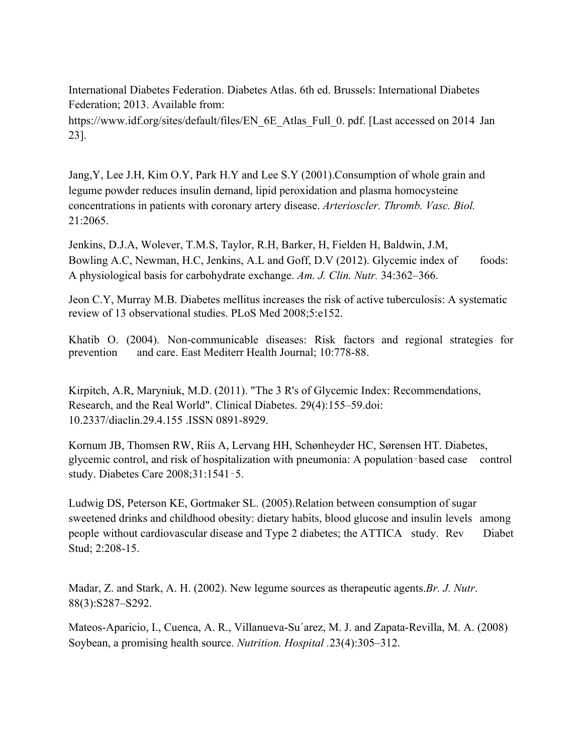International Diabetes Federation. Diabetes Atlas. 6th ed. Brussels: International Diabetes Federation; 2013. Available from: https://www.idf.org/sites/default/files/EN_6E_Atlas_Full_0. pdf. [Last accessed on 2014 Jan 23].

Jang,Y, Lee J.H, Kim O.Y, Park H.Y and Lee S.Y (2001).Consumption of whole grain and legume powder reduces insulin demand, lipid peroxidation and plasma homocysteine concentrations in patients with coronary artery disease. *Arterioscler. Thromb. Vasc. Biol.* 21:2065.

Jenkins, D.J.A, Wolever, T.M.S, Taylor, R.H, Barker, H, Fielden H, Baldwin, J.M, Bowling A.C, Newman, H.C, Jenkins, A.L and Goff, D.V (2012). Glycemic index of foods: A physiological basis for carbohydrate exchange. *Am. J. Clin. Nutr.* 34:362–366.

Jeon C.Y, Murray M.B. Diabetes mellitus increases the risk of active tuberculosis: A systematic review of 13 observational studies. PLoS Med 2008;5:e152.

Khatib O. (2004). Non-communicable diseases: Risk factors and regional strategies for prevention and care. East Mediterr Health Journal; 10:778-88.

Kirpitch, A.R, Maryniuk, M.D. (2011). "The 3 R's of Glycemic Index: Recommendations, Research, and the Real World". Clinical Diabetes. 29(4):155–59.doi: 10.2337/diaclin.29.4.155 .ISSN 0891-8929.

Kornum JB, Thomsen RW, Riis A, Lervang HH, Schønheyder HC, Sørensen HT. Diabetes, glycemic control, and risk of hospitalization with pneumonia: A population‑based case control study. Diabetes Care 2008;31:1541‑5.

Ludwig DS, Peterson KE, Gortmaker SL. (2005).Relation between consumption of sugar sweetened drinks and childhood obesity: dietary habits, blood glucose and insulin levels among people without cardiovascular disease and Type 2 diabetes; the ATTICA study. Rev Diabet Stud; 2:208-15.

Madar, Z. and Stark, A. H. (2002). New legume sources as therapeutic agents.*Br. J. Nutr*. 88(3):S287–S292.

Mateos-Aparicio, I., Cuenca, A. R., Villanueva-Su´arez, M. J. and Zapata-Revilla, M. A. (2008) Soybean, a promising health source. *Nutrition. Hospital* .23(4):305–312.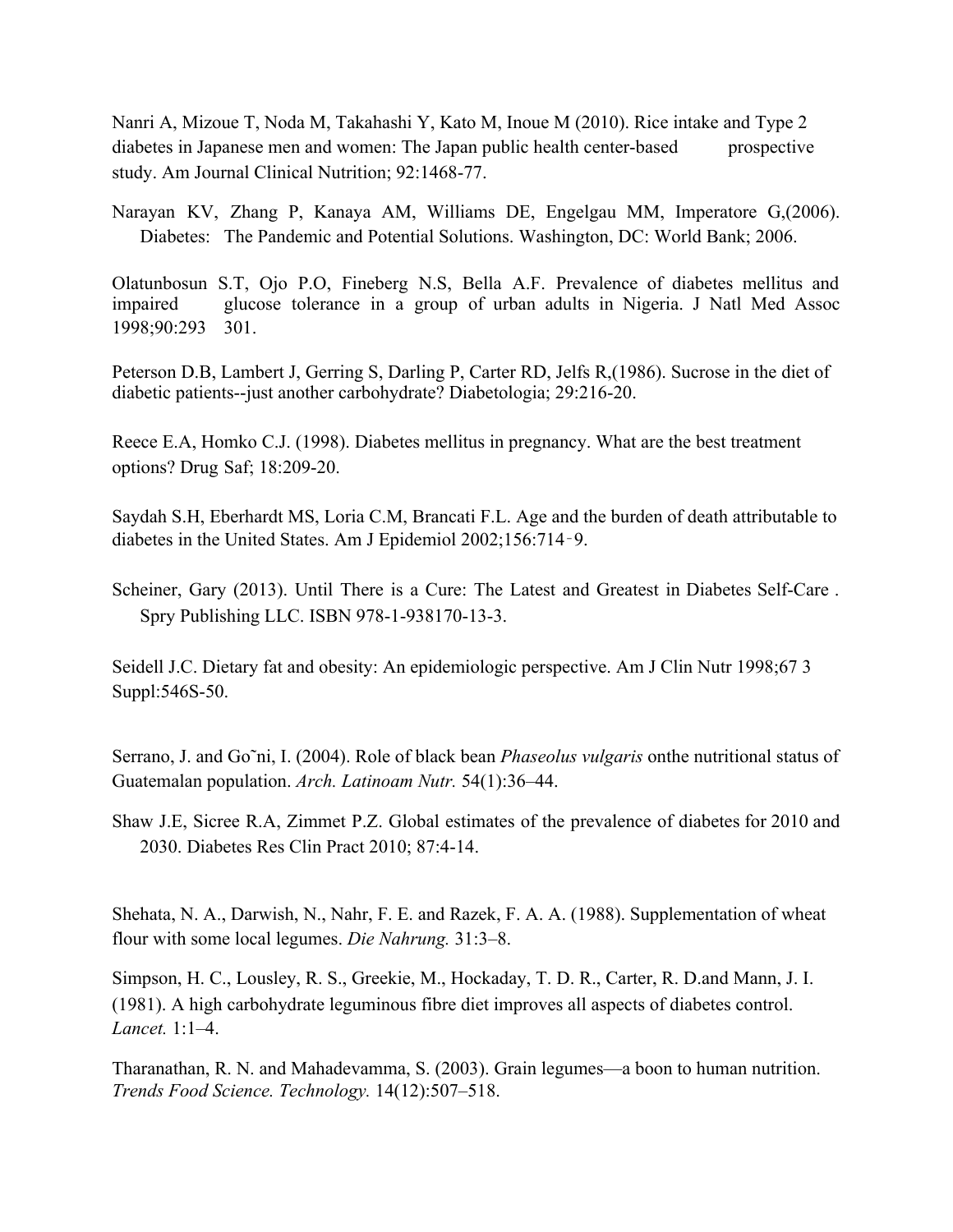Nanri A, Mizoue T, Noda M, Takahashi Y, Kato M, Inoue M (2010). Rice intake and Type 2 diabetes in Japanese men and women: The Japan public health center-based prospective study. Am Journal Clinical Nutrition; 92:1468-77.

Narayan KV, Zhang P, Kanaya AM, Williams DE, Engelgau MM, Imperatore G,(2006). Diabetes: The Pandemic and Potential Solutions. Washington, DC: World Bank; 2006.

Olatunbosun S.T, Ojo P.O, Fineberg N.S, Bella A.F. Prevalence of diabetes mellitus and impaired glucose tolerance in a group of urban adults in Nigeria. J Natl Med Assoc 1998;90:293 301.

Peterson D.B, Lambert J, Gerring S, Darling P, Carter RD, Jelfs R,(1986). Sucrose in the diet of diabetic patients--just another carbohydrate? Diabetologia; 29:216-20.

Reece E.A, Homko C.J. (1998). Diabetes mellitus in pregnancy. What are the best treatment options? Drug Saf; 18:209-20.

Saydah S.H, Eberhardt MS, Loria C.M, Brancati F.L. Age and the burden of death attributable to diabetes in the United States. Am J Epidemiol 2002;156:714‑9.

Scheiner, Gary (2013). Until There is a Cure: The Latest and Greatest in Diabetes Self-Care . Spry Publishing LLC. ISBN 978-1-938170-13-3.

Seidell J.C. Dietary fat and obesity: An epidemiologic perspective. Am J Clin Nutr 1998;67 3 Suppl:546S-50.

Serrano, J. and Go˜ni, I. (2004). Role of black bean *Phaseolus vulgaris* onthe nutritional status of Guatemalan population. *Arch. Latinoam Nutr.* 54(1):36–44.

Shaw J.E, Sicree R.A, Zimmet P.Z. Global estimates of the prevalence of diabetes for 2010 and 2030. Diabetes Res Clin Pract 2010; 87:4-14.

Shehata, N. A., Darwish, N., Nahr, F. E. and Razek, F. A. A. (1988). Supplementation of wheat flour with some local legumes. *Die Nahrung.* 31:3–8.

Simpson, H. C., Lousley, R. S., Greekie, M., Hockaday, T. D. R., Carter, R. D.and Mann, J. I. (1981). A high carbohydrate leguminous fibre diet improves all aspects of diabetes control. *Lancet.* 1:1–4.

Tharanathan, R. N. and Mahadevamma, S. (2003). Grain legumes—a boon to human nutrition. *Trends Food Science. Technology.* 14(12):507–518.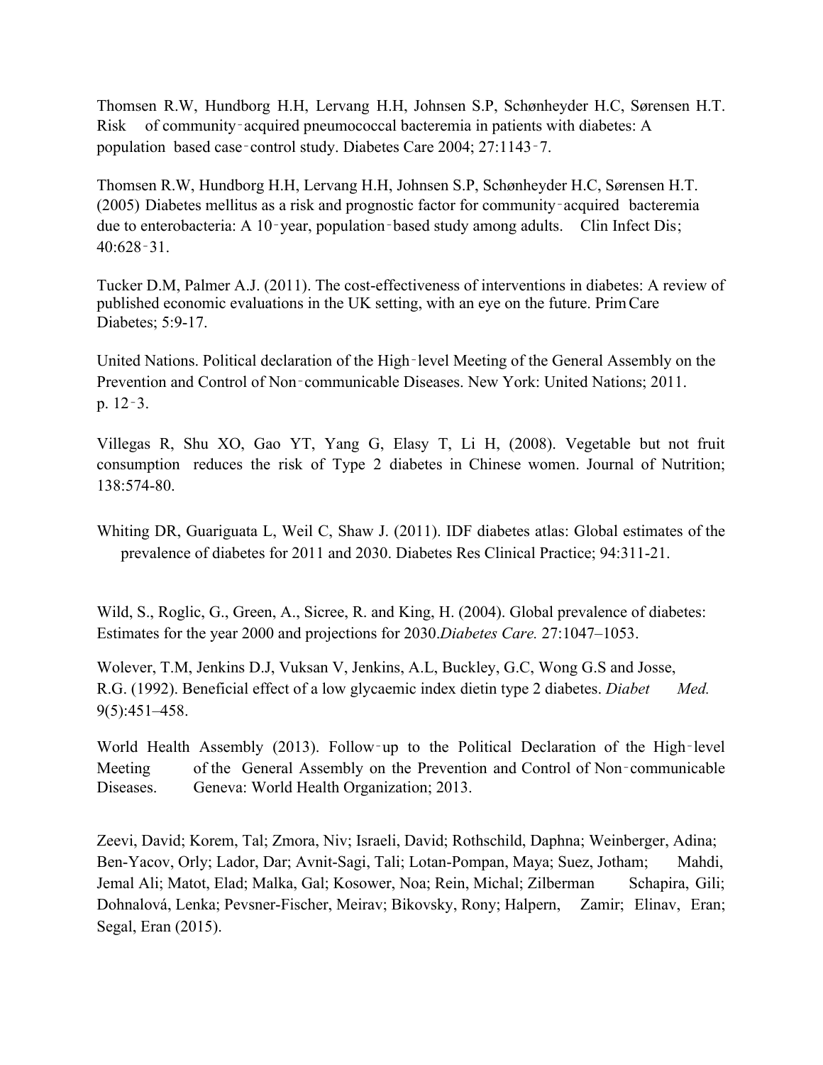Thomsen R.W, Hundborg H.H, Lervang H.H, Johnsen S.P, Schønheyder H.C, Sørensen H.T. Risk of community‑acquired pneumococcal bacteremia in patients with diabetes: A population based case‑control study. Diabetes Care 2004; 27:1143‑7.

Thomsen R.W, Hundborg H.H, Lervang H.H, Johnsen S.P, Schønheyder H.C, Sørensen H.T. (2005) Diabetes mellitus as a risk and prognostic factor for community‑acquired bacteremia due to enterobacteria: A 10‑year, population‑based study among adults. Clin Infect Dis; 40:628‑31.

Tucker D.M, Palmer A.J. (2011). The cost-effectiveness of interventions in diabetes: A review of published economic evaluations in the UK setting, with an eye on the future. Prim Care Diabetes; 5:9-17.

United Nations. Political declaration of the High‑level Meeting of the General Assembly on the Prevention and Control of Non‑communicable Diseases. New York: United Nations; 2011. p. 12‑3.

Villegas R, Shu XO, Gao YT, Yang G, Elasy T, Li H, (2008). Vegetable but not fruit consumption reduces the risk of Type 2 diabetes in Chinese women. Journal of Nutrition; 138:574-80.

Whiting DR, Guariguata L, Weil C, Shaw J. (2011). IDF diabetes atlas: Global estimates of the prevalence of diabetes for 2011 and 2030. Diabetes Res Clinical Practice; 94:311-21.

Wild, S., Roglic, G., Green, A., Sicree, R. and King, H. (2004). Global prevalence of diabetes: Estimates for the year 2000 and projections for 2030.*Diabetes Care.* 27:1047–1053.

Wolever, T.M, Jenkins D.J, Vuksan V, Jenkins, A.L, Buckley, G.C, Wong G.S and Josse, R.G. (1992). Beneficial effect of a low glycaemic index dietin type 2 diabetes. *Diabet Med.* 9(5):451–458.

World Health Assembly (2013). Follow‑up to the Political Declaration of the High‑level Meeting of the General Assembly on the Prevention and Control of Non‑communicable Diseases. Geneva: World Health Organization; 2013.

Zeevi, David; Korem, Tal; Zmora, Niv; Israeli, David; Rothschild, Daphna; Weinberger, Adina; Ben-Yacov, Orly; Lador, Dar; Avnit-Sagi, Tali; Lotan-Pompan, Maya; Suez, Jotham; Mahdi, Jemal Ali; Matot, Elad; Malka, Gal; Kosower, Noa; Rein, Michal; Zilberman Schapira, Gili; Dohnalová, Lenka; Pevsner-Fischer, Meirav; Bikovsky, Rony; Halpern, Zamir; Elinav, Eran; Segal, Eran (2015).